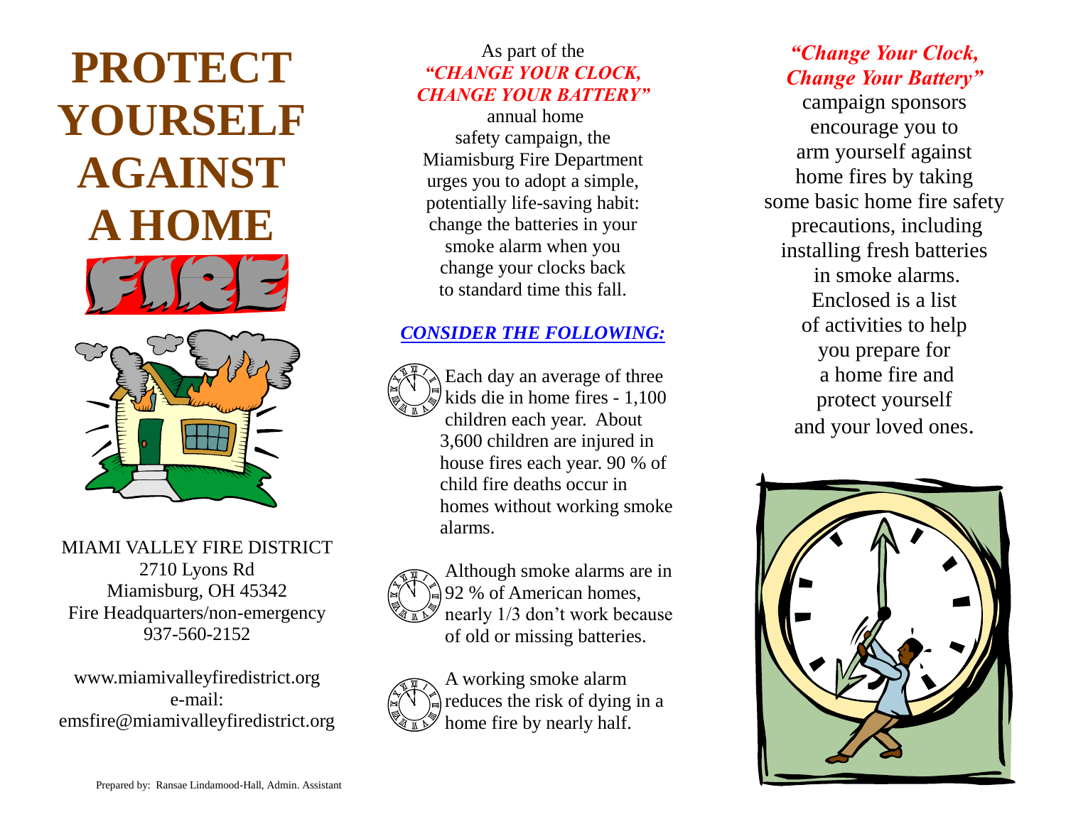# PROTECT YOURSELF AGAINST A HOME FIRE

MIAMI VALLEY FIRE DISTRICT
2710 Lyons Rd
Miamisburg, OH 45342
Fire Headquarters/non-emergency
937-560-2152

www.miamivalleyfiredistrict.org
e-mail:
emsfire@miamivalleyfiredistrict.org

Prepared by: Ransae Lindamood-Hall, Admin. Assistant

As part of the *"CHANGE YOUR CLOCK, CHANGE YOUR BATTERY"* annual home safety campaign, the Miamisburg Fire Department urges you to adopt a simple, potentially life-saving habit: change the batteries in your smoke alarm when you change your clocks back to standard time this fall.

## *CONSIDER THE FOLLOWING:*

- Each day an average of three kids die in home fires - 1,100 children each year. About 3,600 children are injured in house fires each year. 90 % of child fire deaths occur in homes without working smoke alarms.

- Although smoke alarms are in 92 % of American homes, nearly 1/3 don't work because of old or missing batteries.

- A working smoke alarm reduces the risk of dying in a home fire by nearly half.

*"Change Your Clock, Change Your Battery"* campaign sponsors encourage you to arm yourself against home fires by taking some basic home fire safety precautions, including installing fresh batteries in smoke alarms. Enclosed is a list of activities to help you prepare for a home fire and protect yourself and your loved ones.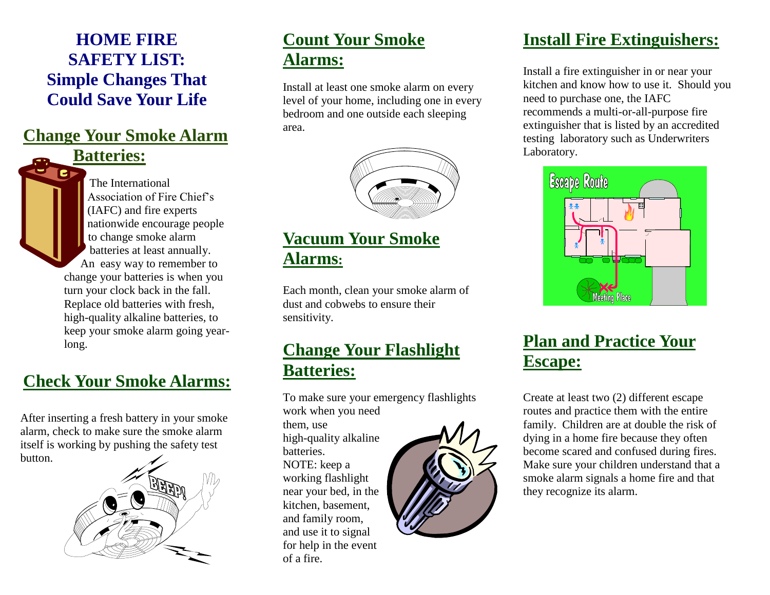# HOME FIRE SAFETY LIST: Simple Changes That Could Save Your Life

## Change Your Smoke Alarm Batteries:

The International Association of Fire Chief's (IAFC) and fire experts nationwide encourage people to change smoke alarm batteries at least annually. An easy way to remember to change your batteries is when you turn your clock back in the fall. Replace old batteries with fresh, high-quality alkaline batteries, to keep your smoke alarm going year-long.

## Check Your Smoke Alarms:

After inserting a fresh battery in your smoke alarm, check to make sure the smoke alarm itself is working by pushing the safety test button.

## Count Your Smoke Alarms:

Install at least one smoke alarm on every level of your home, including one in every bedroom and one outside each sleeping area.

## Vacuum Your Smoke Alarms:

Each month, clean your smoke alarm of dust and cobwebs to ensure their sensitivity.

## Change Your Flashlight Batteries:

To make sure your emergency flashlights work when you need them, use high-quality alkaline batteries.

NOTE: keep a working flashlight near your bed, in the kitchen, basement, and family room, and use it to signal for help in the event of a fire.

## Install Fire Extinguishers:

Install a fire extinguisher in or near your kitchen and know how to use it. Should you need to purchase one, the IAFC recommends a multi-or-all-purpose fire extinguisher that is listed by an accredited testing laboratory such as Underwriters Laboratory.

## Plan and Practice Your Escape:

Create at least two (2) different escape routes and practice them with the entire family. Children are at double the risk of dying in a home fire because they often become scared and confused during fires. Make sure your children understand that a smoke alarm signals a home fire and that they recognize its alarm.